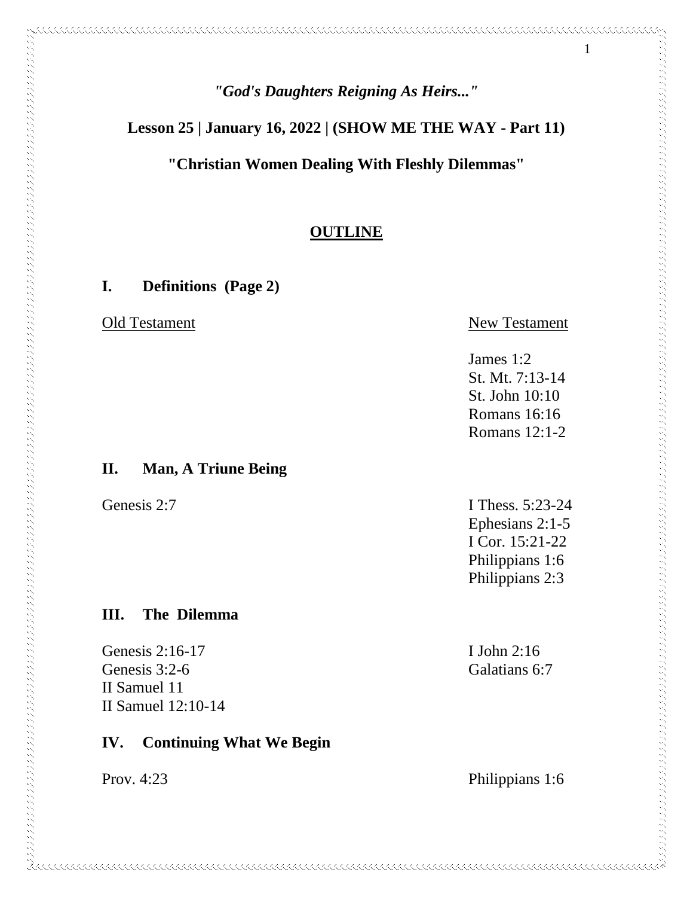*"God's Daughters Reigning As Heirs..."*

**Lesson 25 | January 16, 2022 | (SHOW ME THE WAY - Part 11)**

**"Christian Women Dealing With Fleshly Dilemmas"**

## OUTLINE

### I. Definitions (Page 2)

| Old Testament | New Testament |
|---|---|
| | James 1:2 |
| | St. Mt. 7:13-14 |
| | St. John 10:10 |
| | Romans 16:16 |
| | Romans 12:1-2 |

### II. Man, A Triune Being

| Old Testament | New Testament |
|---|---|
| Genesis 2:7 | I Thess. 5:23-24 |
| | Ephesians 2:1-5 |
| | I Cor. 15:21-22 |
| | Philippians 1:6 |
| | Philippians 2:3 |

### III. The Dilemma

| Old Testament | New Testament |
|---|---|
| Genesis 2:16-17 | I John 2:16 |
| Genesis 3:2-6 | Galatians 6:7 |
| II Samuel 11 | |
| II Samuel 12:10-14 | |

### IV. Continuing What We Begin

| Old Testament | New Testament |
|---|---|
| Prov. 4:23 | Philippians 1:6 |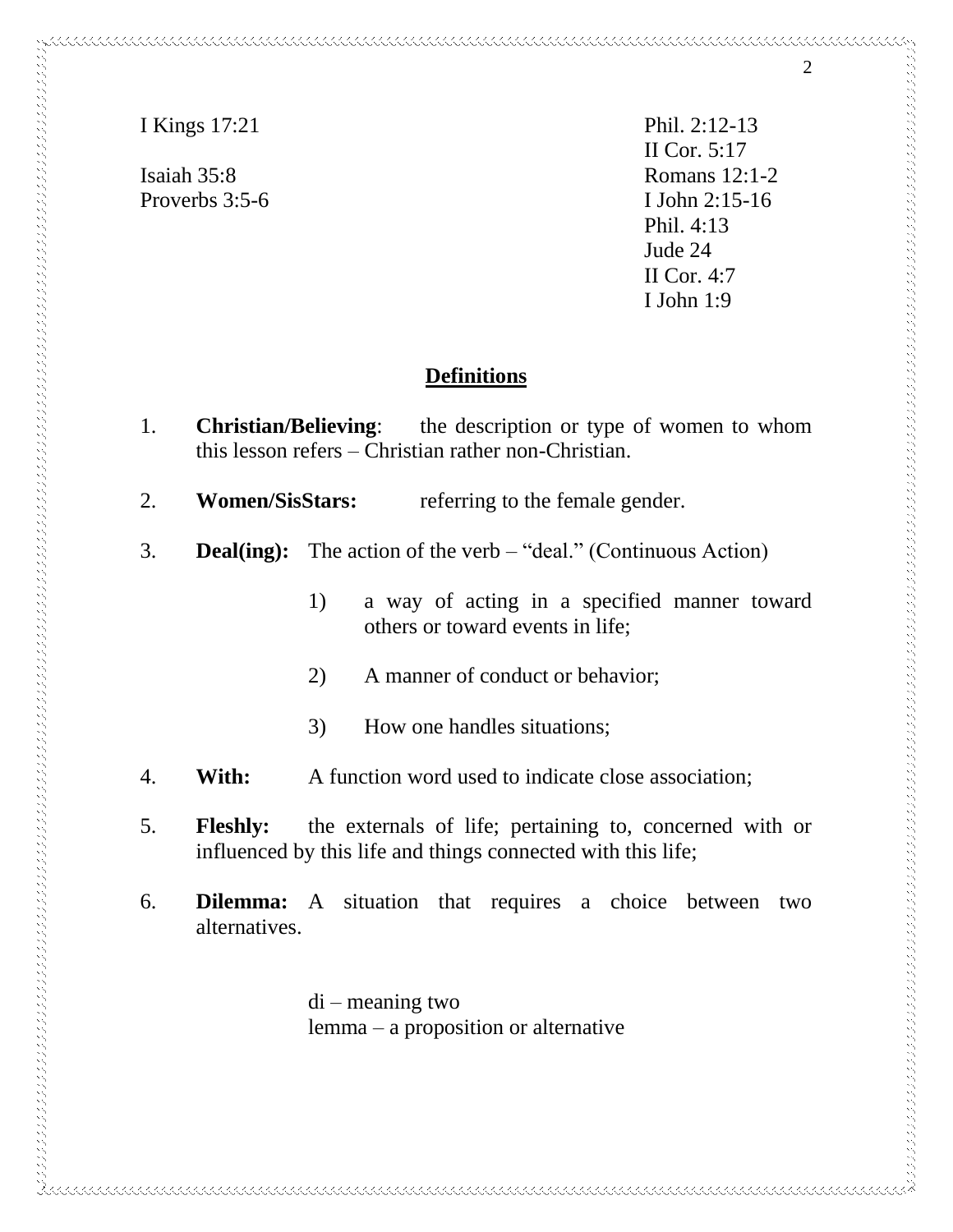I Kings 17:21

Isaiah 35:8

Proverbs 3:5-6

Phil. 2:12-13

II Cor. 5:17

Romans 12:1-2

I John 2:15-16

Phil. 4:13

Jude 24

II Cor. 4:7

I John 1:9

## **Definitions**

1. **Christian/Believing**: the description or type of women to whom this lesson refers – Christian rather non-Christian.

2. **Women/SisStars:** referring to the female gender.

3. **Deal(ing):** The action of the verb – "deal." (Continuous Action)

   1) a way of acting in a specified manner toward others or toward events in life;

   2) A manner of conduct or behavior;

   3) How one handles situations;

4. **With:** A function word used to indicate close association;

5. **Fleshly:** the externals of life; pertaining to, concerned with or influenced by this life and things connected with this life;

6. **Dilemma:** A situation that requires a choice between two alternatives.

   di – meaning two
   lemma – a proposition or alternative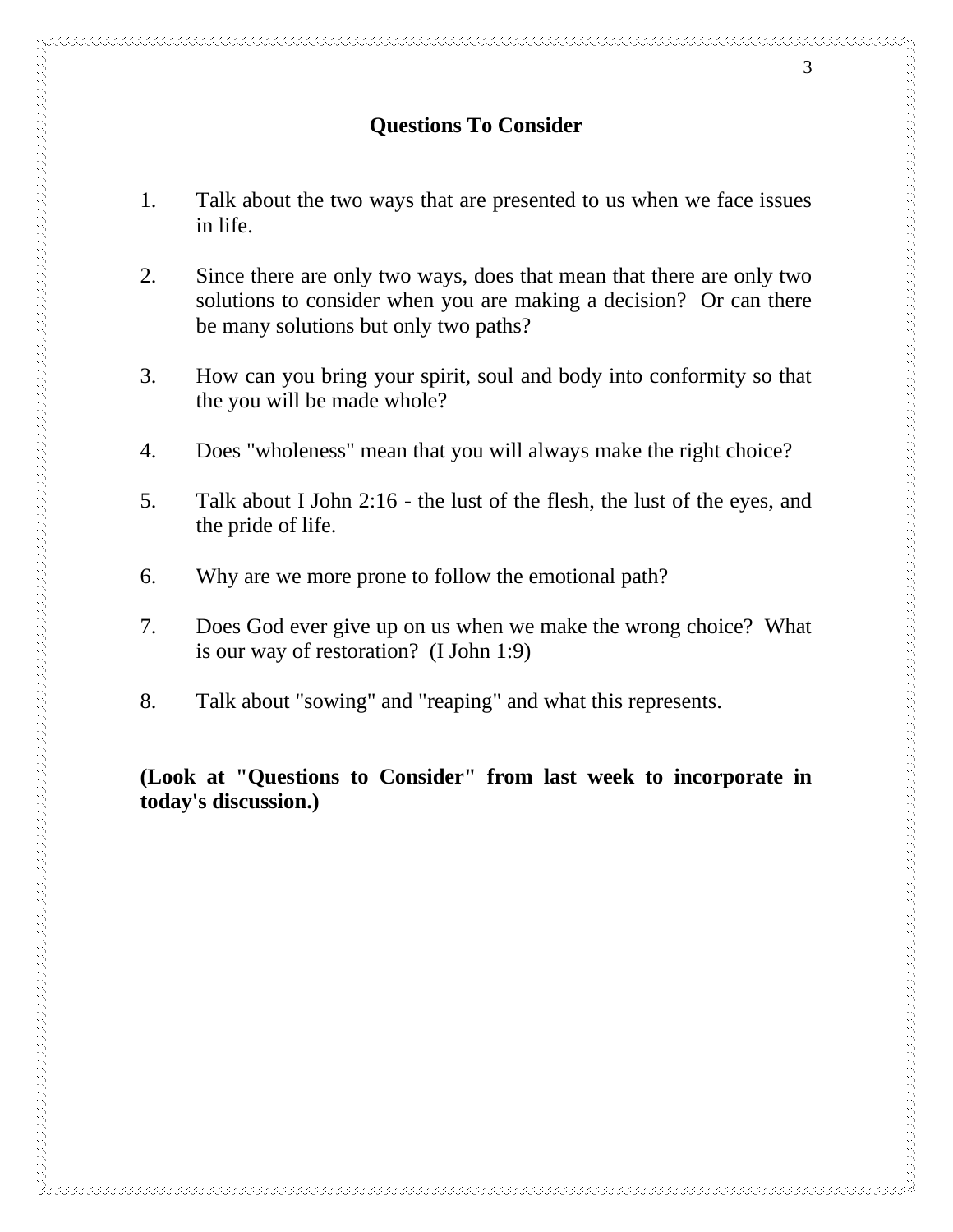## Questions To Consider

1. Talk about the two ways that are presented to us when we face issues in life.

2. Since there are only two ways, does that mean that there are only two solutions to consider when you are making a decision? Or can there be many solutions but only two paths?

3. How can you bring your spirit, soul and body into conformity so that the you will be made whole?

4. Does "wholeness" mean that you will always make the right choice?

5. Talk about I John 2:16 - the lust of the flesh, the lust of the eyes, and the pride of life.

6. Why are we more prone to follow the emotional path?

7. Does God ever give up on us when we make the wrong choice? What is our way of restoration? (I John 1:9)

8. Talk about "sowing" and "reaping" and what this represents.

**(Look at "Questions to Consider" from last week to incorporate in today's discussion.)**